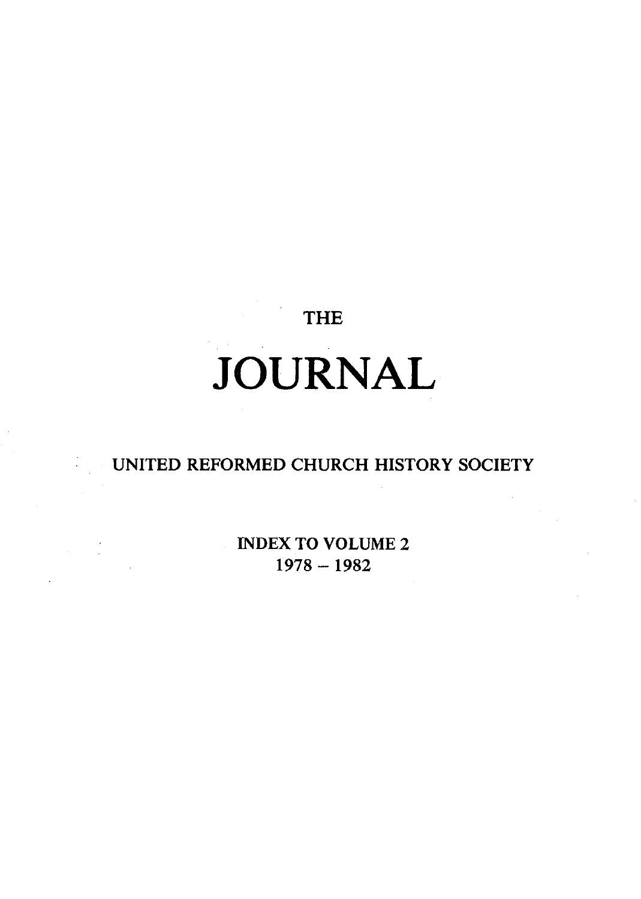THE

# JOURNAL

UNITED REFORMED CHURCH HISTORY SOCIETY

INDEX TO VOLUME 2
1978 – 1982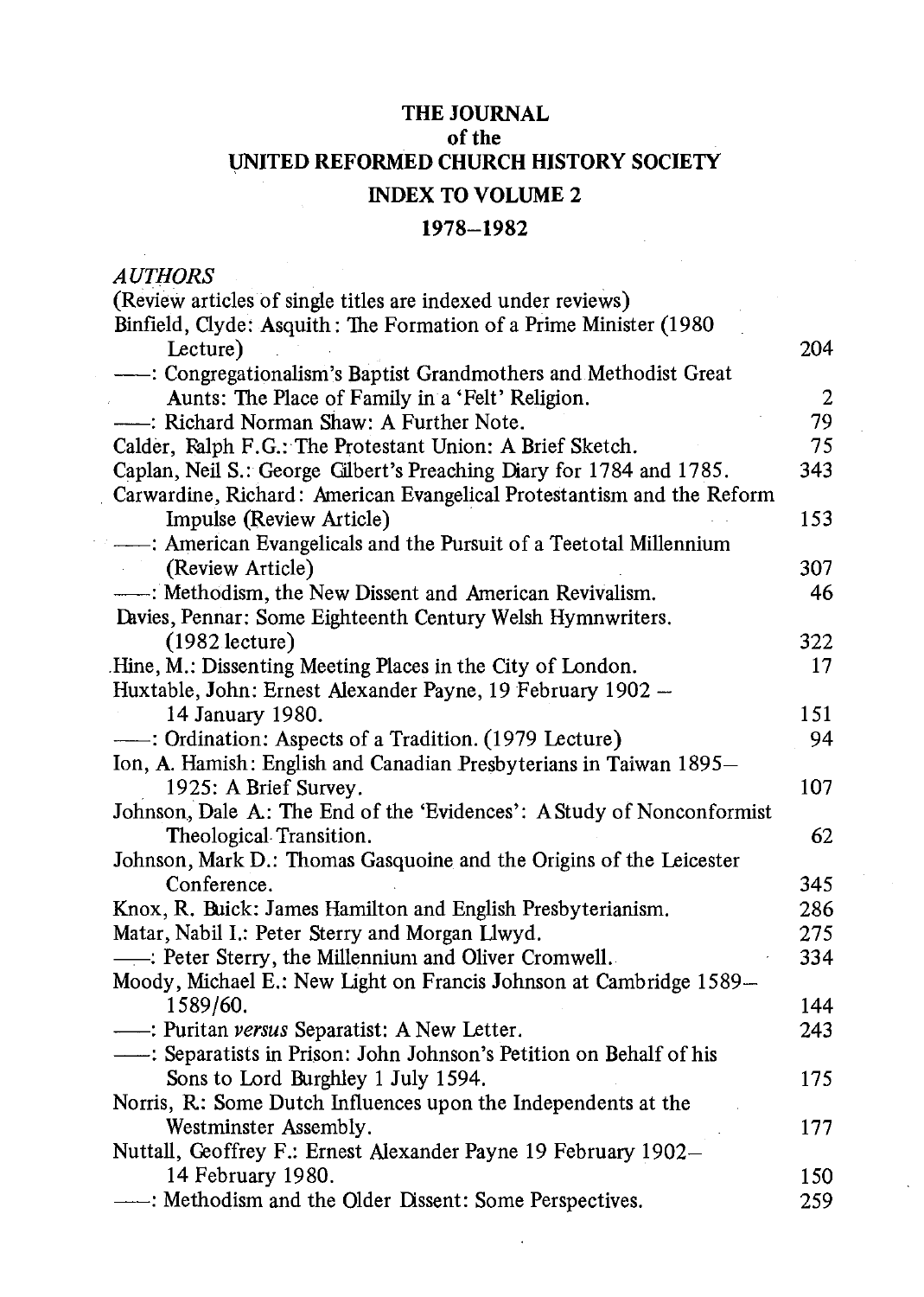# THE JOURNAL
## of the
# UNITED REFORMED CHURCH HISTORY SOCIETY
## INDEX TO VOLUME 2
## 1978–1982

*AUTHORS*

(Review articles of single titles are indexed under reviews)

Binfield, Clyde: Asquith: The Formation of a Prime Minister (1980 Lecture) 204

——: Congregationalism's Baptist Grandmothers and Methodist Great Aunts: The Place of Family in a 'Felt' Religion. 2

——: Richard Norman Shaw: A Further Note. 79

Calder, Ralph F.G.: The Protestant Union: A Brief Sketch. 75

Caplan, Neil S.: George Gilbert's Preaching Diary for 1784 and 1785. 343

Carwardine, Richard: American Evangelical Protestantism and the Reform Impulse (Review Article) 153

——: American Evangelicals and the Pursuit of a Teetotal Millennium (Review Article) 307

——: Methodism, the New Dissent and American Revivalism. 46

Davies, Pennar: Some Eighteenth Century Welsh Hymnwriters. (1982 lecture) 322

Hine, M.: Dissenting Meeting Places in the City of London. 17

Huxtable, John: Ernest Alexander Payne, 19 February 1902 – 14 January 1980. 151

——: Ordination: Aspects of a Tradition. (1979 Lecture) 94

Ion, A. Hamish: English and Canadian Presbyterians in Taiwan 1895–1925: A Brief Survey. 107

Johnson, Dale A.: The End of the 'Evidences': A Study of Nonconformist Theological Transition. 62

Johnson, Mark D.: Thomas Gasquoine and the Origins of the Leicester Conference. 345

Knox, R. Buick: James Hamilton and English Presbyterianism. 286

Matar, Nabil I.: Peter Sterry and Morgan Llwyd. 275

——: Peter Sterry, the Millennium and Oliver Cromwell. 334

Moody, Michael E.: New Light on Francis Johnson at Cambridge 1589–1589/60. 144

——: Puritan *versus* Separatist: A New Letter. 243

——: Separatists in Prison: John Johnson's Petition on Behalf of his Sons to Lord Burghley 1 July 1594. 175

Norris, R.: Some Dutch Influences upon the Independents at the Westminster Assembly. 177

Nuttall, Geoffrey F.: Ernest Alexander Payne 19 February 1902–14 February 1980. 150

——: Methodism and the Older Dissent: Some Perspectives. 259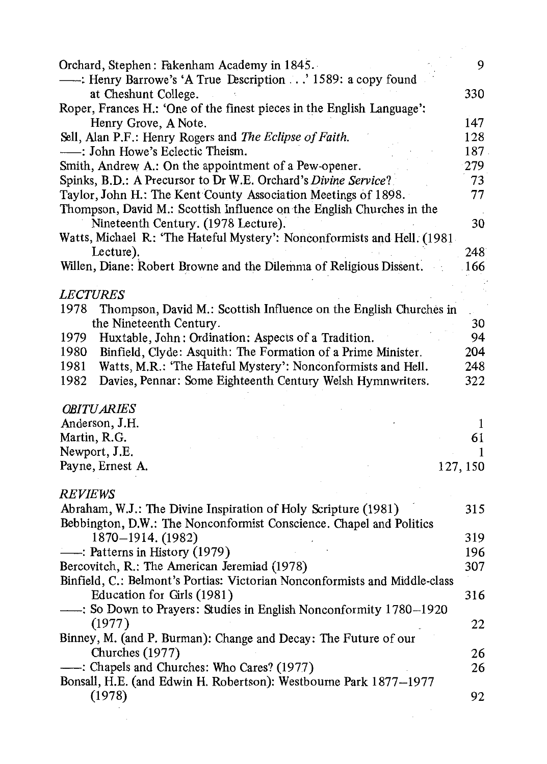Orchard, Stephen: Fakenham Academy in 1845. 9

——: Henry Barrowe's 'A True Description . . .' 1589: a copy found at Cheshunt College. 330

Roper, Frances H.: 'One of the finest pieces in the English Language': Henry Grove, A Note. 147

Sell, Alan P.F.: Henry Rogers and *The Eclipse of Faith.* 128

——: John Howe's Eclectic Theism. 187

Smith, Andrew A.: On the appointment of a Pew-opener. 279

Spinks, B.D.: A Precursor to Dr W.E. Orchard's *Divine Service*? 73

Taylor, John H.: The Kent County Association Meetings of 1898. 77

Thompson, David M.: Scottish Influence on the English Churches in the Nineteenth Century. (1978 Lecture). 30

Watts, Michael R.: 'The Hateful Mystery': Nonconformists and Hell. (1981 Lecture). 248

Willen, Diane: Robert Browne and the Dilemma of Religious Dissent. 166

### *LECTURES*

1978 Thompson, David M.: Scottish Influence on the English Churches in the Nineteenth Century. 30

1979 Huxtable, John: Ordination: Aspects of a Tradition. 94

1980 Binfield, Clyde: Asquith: The Formation of a Prime Minister. 204

1981 Watts, M.R.: 'The Hateful Mystery': Nonconformists and Hell. 248

1982 Davies, Pennar: Some Eighteenth Century Welsh Hymnwriters. 322

### *OBITUARIES*

Anderson, J.H. 1

Martin, R.G. 61

Newport, J.E. 1

Payne, Ernest A. 127, 150

### *REVIEWS*

Abraham, W.J.: The Divine Inspiration of Holy Scripture (1981) 315

Bebbington, D.W.: The Nonconformist Conscience. Chapel and Politics 1870–1914. (1982) 319

——: Patterns in History (1979) 196

Bercovitch, R.: The American Jeremiad (1978) 307

Binfield, C.: Belmont's Portias: Victorian Nonconformists and Middle-class Education for Girls (1981) 316

——: So Down to Prayers: Studies in English Nonconformity 1780–1920 (1977) 22

Binney, M. (and P. Burman): Change and Decay: The Future of our Churches (1977) 26

——: Chapels and Churches: Who Cares? (1977) 26

Bonsall, H.E. (and Edwin H. Robertson): Westbourne Park 1877–1977 (1978) 92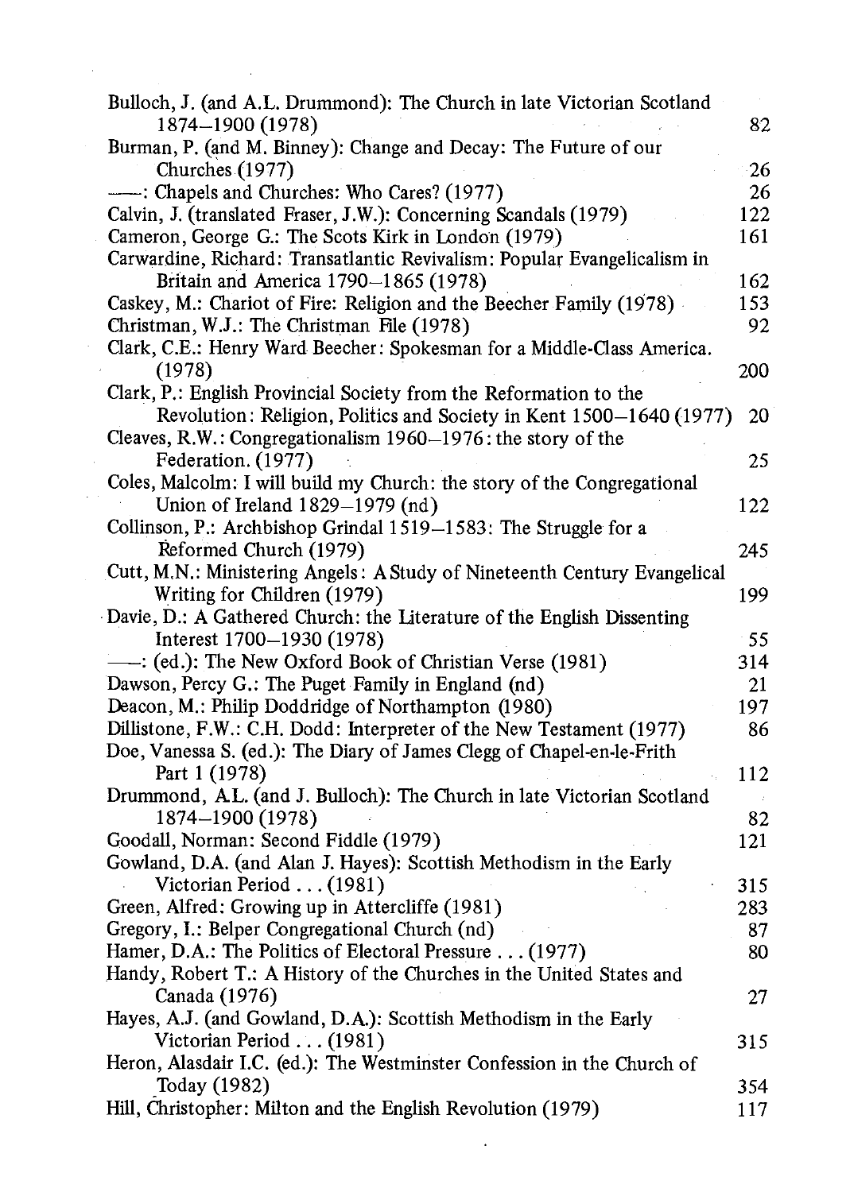Bulloch, J. (and A.L. Drummond): The Church in late Victorian Scotland 1874–1900 (1978) 82

Burman, P. (and M. Binney): Change and Decay: The Future of our Churches (1977) 26

——: Chapels and Churches: Who Cares? (1977) 26

Calvin, J. (translated Fraser, J.W.): Concerning Scandals (1979) 122

Cameron, George G.: The Scots Kirk in London (1979) 161

Carwardine, Richard: Transatlantic Revivalism: Popular Evangelicalism in Britain and America 1790–1865 (1978) 162

Caskey, M.: Chariot of Fire: Religion and the Beecher Family (1978) 153

Christman, W.J.: The Christman File (1978) 92

Clark, C.E.: Henry Ward Beecher: Spokesman for a Middle-Class America. (1978) 200

Clark, P.: English Provincial Society from the Reformation to the Revolution: Religion, Politics and Society in Kent 1500–1640 (1977) 20

Cleaves, R.W.: Congregationalism 1960–1976: the story of the Federation. (1977) 25

Coles, Malcolm: I will build my Church: the story of the Congregational Union of Ireland 1829–1979 (nd) 122

Collinson, P.: Archbishop Grindal 1519–1583: The Struggle for a Reformed Church (1979) 245

Cutt, M.N.: Ministering Angels: A Study of Nineteenth Century Evangelical Writing for Children (1979) 199

Davie, D.: A Gathered Church: the Literature of the English Dissenting Interest 1700–1930 (1978) 55

——: (ed.): The New Oxford Book of Christian Verse (1981) 314

Dawson, Percy G.: The Puget Family in England (nd) 21

Deacon, M.: Philip Doddridge of Northampton (1980) 197

Dillistone, F.W.: C.H. Dodd: Interpreter of the New Testament (1977) 86

Doe, Vanessa S. (ed.): The Diary of James Clegg of Chapel-en-le-Frith Part 1 (1978) 112

Drummond, A.L. (and J. Bulloch): The Church in late Victorian Scotland 1874–1900 (1978) 82

Goodall, Norman: Second Fiddle (1979) 121

Gowland, D.A. (and Alan J. Hayes): Scottish Methodism in the Early Victorian Period . . . (1981) 315

Green, Alfred: Growing up in Attercliffe (1981) 283

Gregory, I.: Belper Congregational Church (nd) 87

Hamer, D.A.: The Politics of Electoral Pressure . . . (1977) 80

Handy, Robert T.: A History of the Churches in the United States and Canada (1976) 27

Hayes, A.J. (and Gowland, D.A.): Scottish Methodism in the Early Victorian Period . . . (1981) 315

Heron, Alasdair I.C. (ed.): The Westminster Confession in the Church of Today (1982) 354

Hill, Christopher: Milton and the English Revolution (1979) 117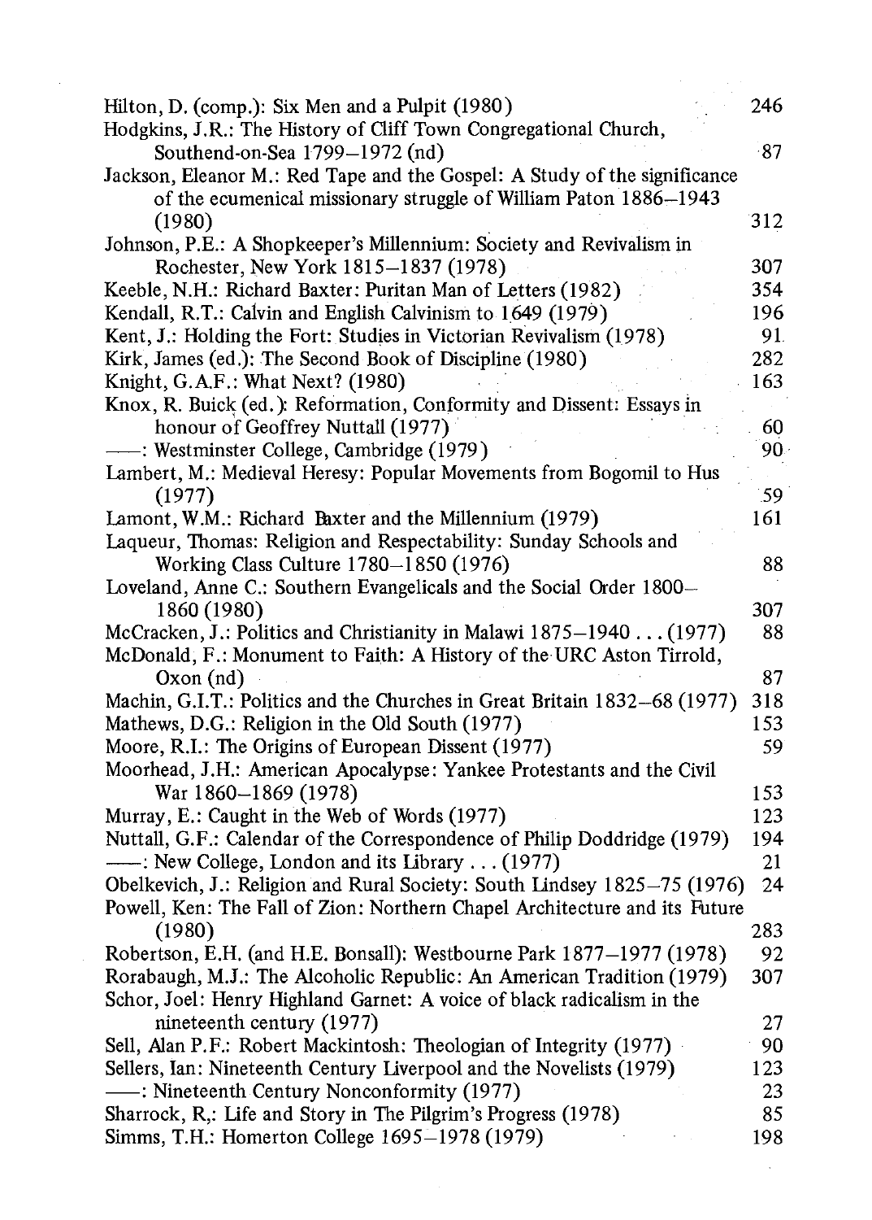Hilton, D. (comp.): Six Men and a Pulpit (1980) 246

Hodgkins, J.R.: The History of Cliff Town Congregational Church, Southend-on-Sea 1799–1972 (nd) 87

Jackson, Eleanor M.: Red Tape and the Gospel: A Study of the significance of the ecumenical missionary struggle of William Paton 1886–1943 (1980) 312

Johnson, P.E.: A Shopkeeper's Millennium: Society and Revivalism in Rochester, New York 1815–1837 (1978) 307

Keeble, N.H.: Richard Baxter: Puritan Man of Letters (1982) 354

Kendall, R.T.: Calvin and English Calvinism to 1649 (1979) 196

Kent, J.: Holding the Fort: Studies in Victorian Revivalism (1978) 91

Kirk, James (ed.): The Second Book of Discipline (1980) 282

Knight, G.A.F.: What Next? (1980) 163

Knox, R. Buick (ed.): Reformation, Conformity and Dissent: Essays in honour of Geoffrey Nuttall (1977) 60

——: Westminster College, Cambridge (1979) 90

Lambert, M.: Medieval Heresy: Popular Movements from Bogomil to Hus (1977) 59

Lamont, W.M.: Richard Baxter and the Millennium (1979) 161

Laqueur, Thomas: Religion and Respectability: Sunday Schools and Working Class Culture 1780–1850 (1976) 88

Loveland, Anne C.: Southern Evangelicals and the Social Order 1800–1860 (1980) 307

McCracken, J.: Politics and Christianity in Malawi 1875–1940 . . . (1977) 88

McDonald, F.: Monument to Faith: A History of the URC Aston Tirrold, Oxon (nd) 87

Machin, G.I.T.: Politics and the Churches in Great Britain 1832–68 (1977) 318

Mathews, D.G.: Religion in the Old South (1977) 153

Moore, R.I.: The Origins of European Dissent (1977) 59

Moorhead, J.H.: American Apocalypse: Yankee Protestants and the Civil War 1860–1869 (1978) 153

Murray, E.: Caught in the Web of Words (1977) 123

Nuttall, G.F.: Calendar of the Correspondence of Philip Doddridge (1979) 194

——: New College, London and its Library . . . (1977) 21

Obelkevich, J.: Religion and Rural Society: South Lindsey 1825–75 (1976) 24

Powell, Ken: The Fall of Zion: Northern Chapel Architecture and its Future (1980) 283

Robertson, E.H. (and H.E. Bonsall): Westbourne Park 1877–1977 (1978) 92

Rorabaugh, M.J.: The Alcoholic Republic: An American Tradition (1979) 307

Schor, Joel: Henry Highland Garnet: A voice of black radicalism in the nineteenth century (1977) 27

Sell, Alan P.F.: Robert Mackintosh: Theologian of Integrity (1977) 90

Sellers, Ian: Nineteenth Century Liverpool and the Novelists (1979) 123

——: Nineteenth Century Nonconformity (1977) 23

Sharrock, R.: Life and Story in The Pilgrim's Progress (1978) 85

Simms, T.H.: Homerton College 1695–1978 (1979) 198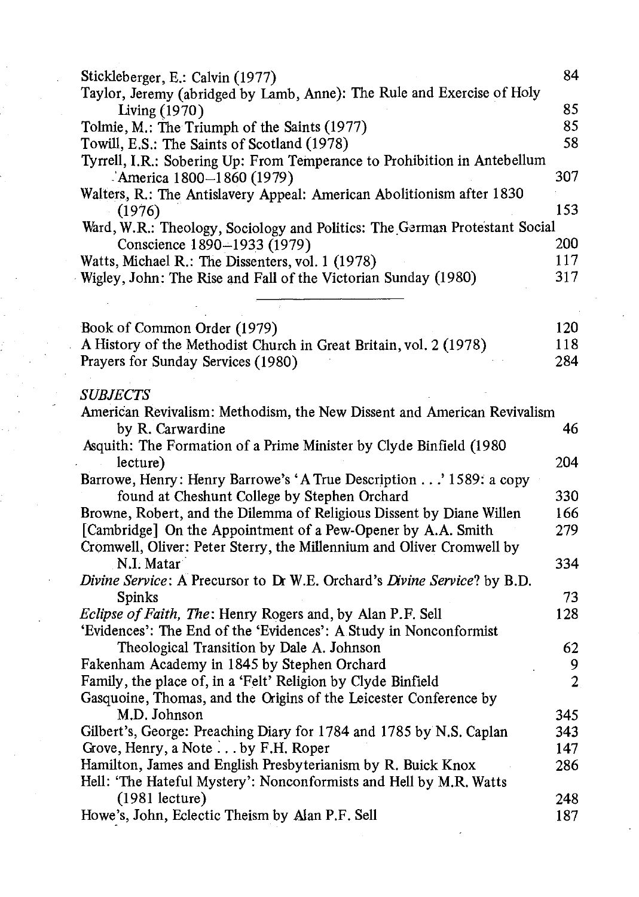Stickleberger, E.: Calvin (1977) 84

Taylor, Jeremy (abridged by Lamb, Anne): The Rule and Exercise of Holy Living (1970) 85

Tolmie, M.: The Triumph of the Saints (1977) 85

Towill, E.S.: The Saints of Scotland (1978) 58

Tyrrell, I.R.: Sobering Up: From Temperance to Prohibition in Antebellum America 1800–1860 (1979) 307

Walters, R.: The Antislavery Appeal: American Abolitionism after 1830 (1976) 153

Ward, W.R.: Theology, Sociology and Politics: The German Protestant Social Conscience 1890–1933 (1979) 200

Watts, Michael R.: The Dissenters, vol. 1 (1978) 117

Wigley, John: The Rise and Fall of the Victorian Sunday (1980) 317

---

Book of Common Order (1979) 120

A History of the Methodist Church in Great Britain, vol. 2 (1978) 118

Prayers for Sunday Services (1980) 284

*SUBJECTS*

American Revivalism: Methodism, the New Dissent and American Revivalism by R. Carwardine 46

Asquith: The Formation of a Prime Minister by Clyde Binfield (1980 lecture) 204

Barrowe, Henry: Henry Barrowe's 'A True Description . . .' 1589: a copy found at Cheshunt College by Stephen Orchard 330

Browne, Robert, and the Dilemma of Religious Dissent by Diane Willen 166

[Cambridge] On the Appointment of a Pew-Opener by A.A. Smith 279

Cromwell, Oliver: Peter Sterry, the Millennium and Oliver Cromwell by N.I. Matar 334

*Divine Service*: A Precursor to Dr W.E. Orchard's *Divine Service*? by B.D. Spinks 73

*Eclipse of Faith, The*: Henry Rogers and, by Alan P.F. Sell 128

'Evidences': The End of the 'Evidences': A Study in Nonconformist Theological Transition by Dale A. Johnson 62

Fakenham Academy in 1845 by Stephen Orchard 9

Family, the place of, in a 'Felt' Religion by Clyde Binfield 2

Gasquoine, Thomas, and the Origins of the Leicester Conference by M.D. Johnson 345

Gilbert's, George: Preaching Diary for 1784 and 1785 by N.S. Caplan 343

Grove, Henry, a Note . . . by F.H. Roper 147

Hamilton, James and English Presbyterianism by R. Buick Knox 286

Hell: 'The Hateful Mystery': Nonconformists and Hell by M.R. Watts (1981 lecture) 248

Howe's, John, Eclectic Theism by Alan P.F. Sell 187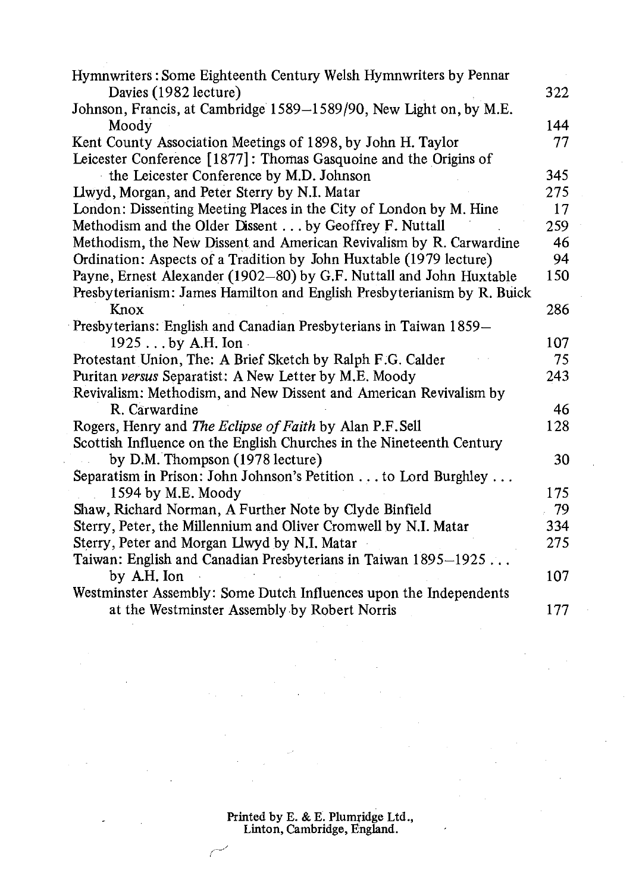| | |
|---|---|
| Hymnwriters: Some Eighteenth Century Welsh Hymnwriters by Pennar Davies (1982 lecture) | 322 |
| Johnson, Francis, at Cambridge 1589–1589/90, New Light on, by M.E. Moody | 144 |
| Kent County Association Meetings of 1898, by John H. Taylor | 77 |
| Leicester Conference [1877]: Thomas Gasquoine and the Origins of the Leicester Conference by M.D. Johnson | 345 |
| Llwyd, Morgan, and Peter Sterry by N.I. Matar | 275 |
| London: Dissenting Meeting Places in the City of London by M. Hine | 17 |
| Methodism and the Older Dissent . . . by Geoffrey F. Nuttall | 259 |
| Methodism, the New Dissent and American Revivalism by R. Carwardine | 46 |
| Ordination: Aspects of a Tradition by John Huxtable (1979 lecture) | 94 |
| Payne, Ernest Alexander (1902–80) by G.F. Nuttall and John Huxtable | 150 |
| Presbyterianism: James Hamilton and English Presbyterianism by R. Buick Knox | 286 |
| Presbyterians: English and Canadian Presbyterians in Taiwan 1859–1925 . . . by A.H. Ion | 107 |
| Protestant Union, The: A Brief Sketch by Ralph F.G. Calder | 75 |
| Puritan *versus* Separatist: A New Letter by M.E. Moody | 243 |
| Revivalism: Methodism, and New Dissent and American Revivalism by R. Carwardine | 46 |
| Rogers, Henry and *The Eclipse of Faith* by Alan P.F. Sell | 128 |
| Scottish Influence on the English Churches in the Nineteenth Century by D.M. Thompson (1978 lecture) | 30 |
| Separatism in Prison: John Johnson's Petition . . . to Lord Burghley . . . 1594 by M.E. Moody | 175 |
| Shaw, Richard Norman, A Further Note by Clyde Binfield | 79 |
| Sterry, Peter, the Millennium and Oliver Cromwell by N.I. Matar | 334 |
| Sterry, Peter and Morgan Llwyd by N.I. Matar | 275 |
| Taiwan: English and Canadian Presbyterians in Taiwan 1895–1925 . . . by A.H. Ion | 107 |
| Westminster Assembly: Some Dutch Influences upon the Independents at the Westminster Assembly by Robert Norris | 177 |

Printed by E. & E. Plumridge Ltd.,
Linton, Cambridge, England.